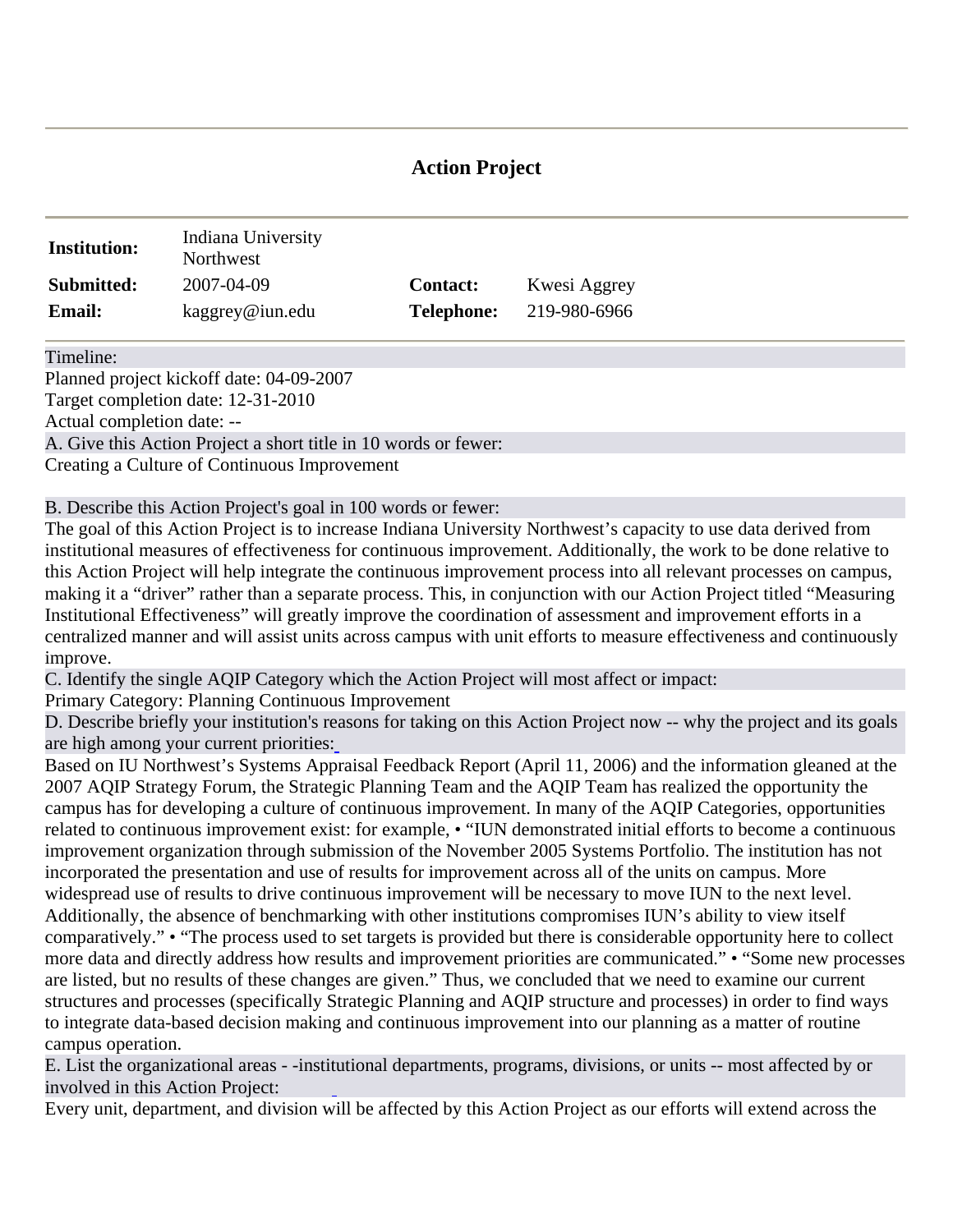# Action Project

| | | | |
|---|---|---|---|
| **Institution:** | Indiana University Northwest | | |
| **Submitted:** | 2007-04-09 | **Contact:** | Kwesi Aggrey |
| **Email:** | kaggrey@iun.edu | **Telephone:** | 219-980-6966 |

Timeline:

Planned project kickoff date: 04-09-2007

Target completion date: 12-31-2010

Actual completion date: --

A. Give this Action Project a short title in 10 words or fewer:

Creating a Culture of Continuous Improvement

B. Describe this Action Project's goal in 100 words or fewer:

The goal of this Action Project is to increase Indiana University Northwest's capacity to use data derived from institutional measures of effectiveness for continuous improvement. Additionally, the work to be done relative to this Action Project will help integrate the continuous improvement process into all relevant processes on campus, making it a "driver" rather than a separate process. This, in conjunction with our Action Project titled "Measuring Institutional Effectiveness" will greatly improve the coordination of assessment and improvement efforts in a centralized manner and will assist units across campus with unit efforts to measure effectiveness and continuously improve.

C. Identify the single AQIP Category which the Action Project will most affect or impact:

Primary Category: Planning Continuous Improvement

D. Describe briefly your institution's reasons for taking on this Action Project now -- why the project and its goals are high among your current priorities:

Based on IU Northwest's Systems Appraisal Feedback Report (April 11, 2006) and the information gleaned at the 2007 AQIP Strategy Forum, the Strategic Planning Team and the AQIP Team has realized the opportunity the campus has for developing a culture of continuous improvement. In many of the AQIP Categories, opportunities related to continuous improvement exist: for example, • "IUN demonstrated initial efforts to become a continuous improvement organization through submission of the November 2005 Systems Portfolio. The institution has not incorporated the presentation and use of results for improvement across all of the units on campus. More widespread use of results to drive continuous improvement will be necessary to move IUN to the next level. Additionally, the absence of benchmarking with other institutions compromises IUN's ability to view itself comparatively." • "The process used to set targets is provided but there is considerable opportunity here to collect more data and directly address how results and improvement priorities are communicated." • "Some new processes are listed, but no results of these changes are given." Thus, we concluded that we need to examine our current structures and processes (specifically Strategic Planning and AQIP structure and processes) in order to find ways to integrate data-based decision making and continuous improvement into our planning as a matter of routine campus operation.

E. List the organizational areas - -institutional departments, programs, divisions, or units -- most affected by or involved in this Action Project:

Every unit, department, and division will be affected by this Action Project as our efforts will extend across the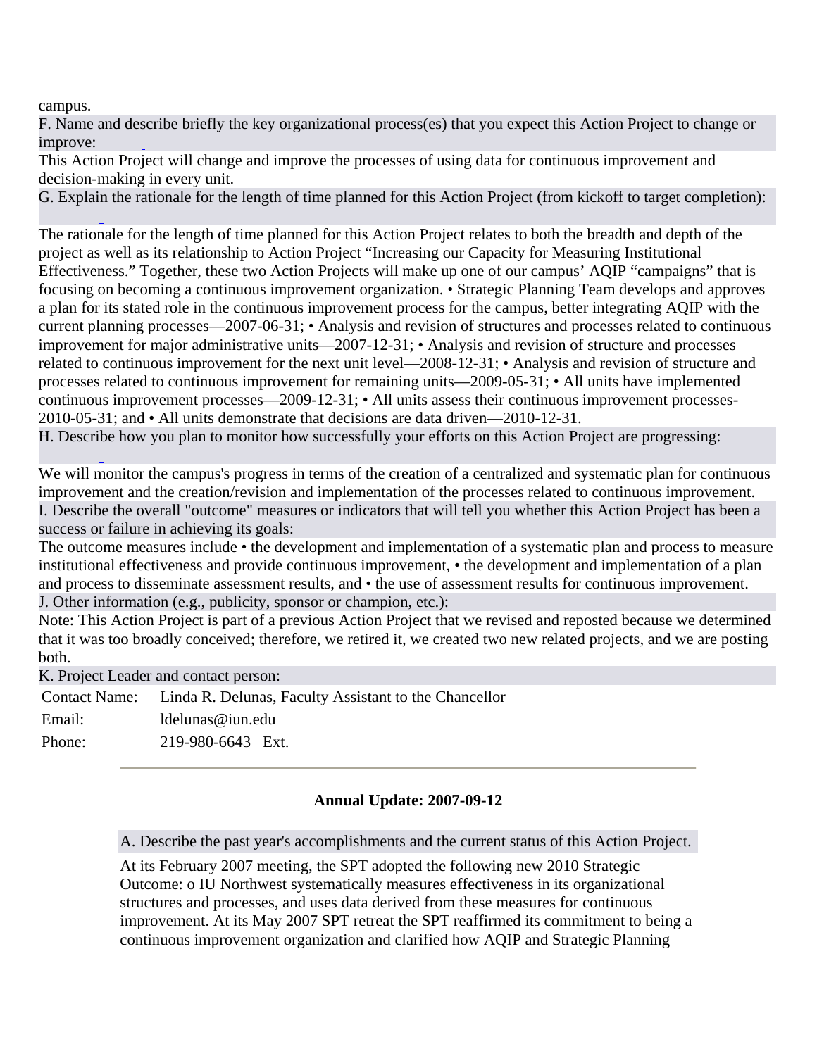campus.

F. Name and describe briefly the key organizational process(es) that you expect this Action Project to change or improve:

This Action Project will change and improve the processes of using data for continuous improvement and decision-making in every unit.

G. Explain the rationale for the length of time planned for this Action Project (from kickoff to target completion):

The rationale for the length of time planned for this Action Project relates to both the breadth and depth of the project as well as its relationship to Action Project "Increasing our Capacity for Measuring Institutional Effectiveness." Together, these two Action Projects will make up one of our campus' AQIP "campaigns" that is focusing on becoming a continuous improvement organization. • Strategic Planning Team develops and approves a plan for its stated role in the continuous improvement process for the campus, better integrating AQIP with the current planning processes—2007-06-31; • Analysis and revision of structures and processes related to continuous improvement for major administrative units—2007-12-31; • Analysis and revision of structure and processes related to continuous improvement for the next unit level—2008-12-31; • Analysis and revision of structure and processes related to continuous improvement for remaining units—2009-05-31; • All units have implemented continuous improvement processes—2009-12-31; • All units assess their continuous improvement processes-2010-05-31; and • All units demonstrate that decisions are data driven—2010-12-31.

H. Describe how you plan to monitor how successfully your efforts on this Action Project are progressing:

We will monitor the campus's progress in terms of the creation of a centralized and systematic plan for continuous improvement and the creation/revision and implementation of the processes related to continuous improvement.

I. Describe the overall "outcome" measures or indicators that will tell you whether this Action Project has been a success or failure in achieving its goals:

The outcome measures include • the development and implementation of a systematic plan and process to measure institutional effectiveness and provide continuous improvement, • the development and implementation of a plan and process to disseminate assessment results, and • the use of assessment results for continuous improvement.

J. Other information (e.g., publicity, sponsor or champion, etc.):

Note: This Action Project is part of a previous Action Project that we revised and reposted because we determined that it was too broadly conceived; therefore, we retired it, we created two new related projects, and we are posting both.

K. Project Leader and contact person:

| | |
|---|---|
| Contact Name: | Linda R. Delunas, Faculty Assistant to the Chancellor |
| Email: | ldelunas@iun.edu |
| Phone: | 219-980-6643 Ext. |

---

**Annual Update: 2007-09-12**

A. Describe the past year's accomplishments and the current status of this Action Project.

At its February 2007 meeting, the SPT adopted the following new 2010 Strategic Outcome: o IU Northwest systematically measures effectiveness in its organizational structures and processes, and uses data derived from these measures for continuous improvement. At its May 2007 SPT retreat the SPT reaffirmed its commitment to being a continuous improvement organization and clarified how AQIP and Strategic Planning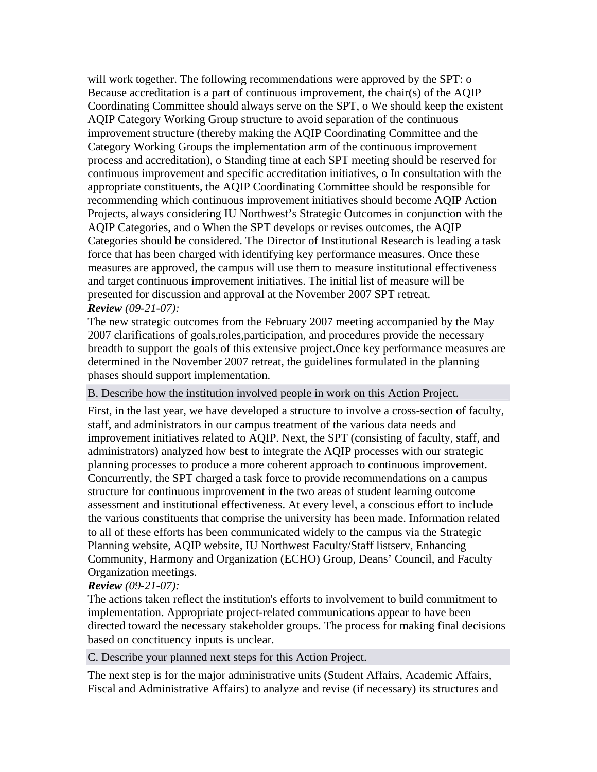will work together. The following recommendations were approved by the SPT: o Because accreditation is a part of continuous improvement, the chair(s) of the AQIP Coordinating Committee should always serve on the SPT, o We should keep the existent AQIP Category Working Group structure to avoid separation of the continuous improvement structure (thereby making the AQIP Coordinating Committee and the Category Working Groups the implementation arm of the continuous improvement process and accreditation), o Standing time at each SPT meeting should be reserved for continuous improvement and specific accreditation initiatives, o In consultation with the appropriate constituents, the AQIP Coordinating Committee should be responsible for recommending which continuous improvement initiatives should become AQIP Action Projects, always considering IU Northwest's Strategic Outcomes in conjunction with the AQIP Categories, and o When the SPT develops or revises outcomes, the AQIP Categories should be considered. The Director of Institutional Research is leading a task force that has been charged with identifying key performance measures. Once these measures are approved, the campus will use them to measure institutional effectiveness and target continuous improvement initiatives. The initial list of measure will be presented for discussion and approval at the November 2007 SPT retreat.

***Review*** *(09-21-07):*

The new strategic outcomes from the February 2007 meeting accompanied by the May 2007 clarifications of goals,roles,participation, and procedures provide the necessary breadth to support the goals of this extensive project.Once key performance measures are determined in the November 2007 retreat, the guidelines formulated in the planning phases should support implementation.

B. Describe how the institution involved people in work on this Action Project.

First, in the last year, we have developed a structure to involve a cross-section of faculty, staff, and administrators in our campus treatment of the various data needs and improvement initiatives related to AQIP. Next, the SPT (consisting of faculty, staff, and administrators) analyzed how best to integrate the AQIP processes with our strategic planning processes to produce a more coherent approach to continuous improvement. Concurrently, the SPT charged a task force to provide recommendations on a campus structure for continuous improvement in the two areas of student learning outcome assessment and institutional effectiveness. At every level, a conscious effort to include the various constituents that comprise the university has been made. Information related to all of these efforts has been communicated widely to the campus via the Strategic Planning website, AQIP website, IU Northwest Faculty/Staff listserv, Enhancing Community, Harmony and Organization (ECHO) Group, Deans' Council, and Faculty Organization meetings.

***Review*** *(09-21-07):*

The actions taken reflect the institution's efforts to involvement to build commitment to implementation. Appropriate project-related communications appear to have been directed toward the necessary stakeholder groups. The process for making final decisions based on conctituency inputs is unclear.

C. Describe your planned next steps for this Action Project.

The next step is for the major administrative units (Student Affairs, Academic Affairs, Fiscal and Administrative Affairs) to analyze and revise (if necessary) its structures and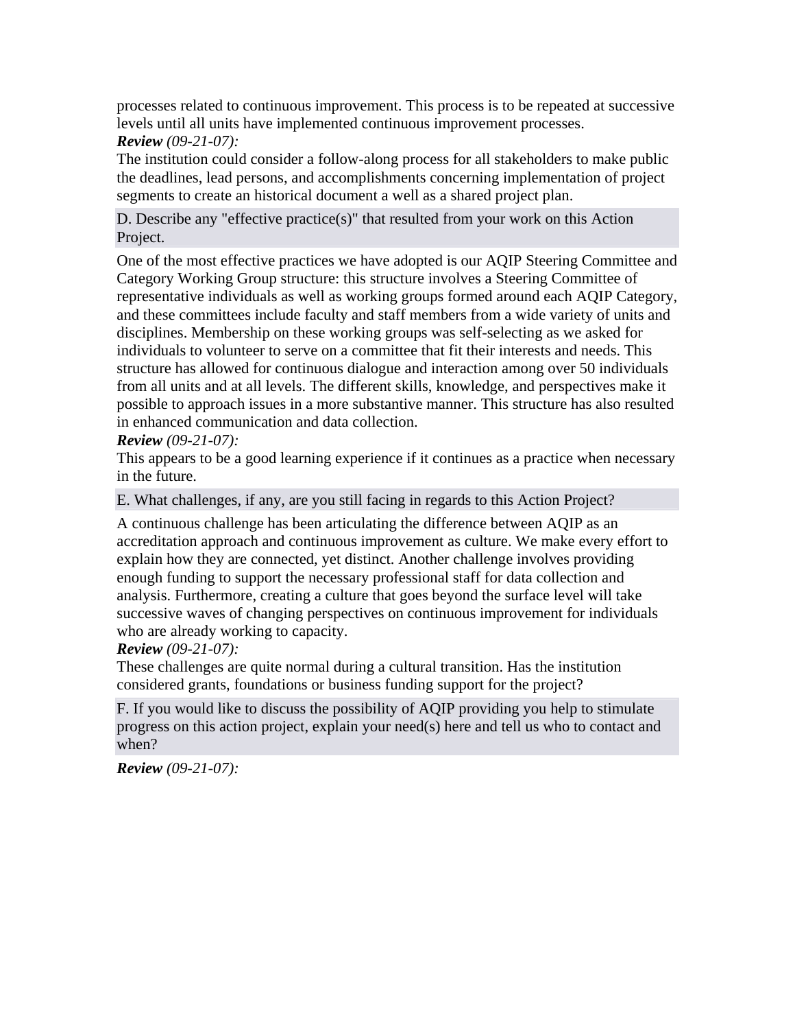processes related to continuous improvement. This process is to be repeated at successive levels until all units have implemented continuous improvement processes.

***Review*** *(09-21-07):*

The institution could consider a follow-along process for all stakeholders to make public the deadlines, lead persons, and accomplishments concerning implementation of project segments to create an historical document a well as a shared project plan.

D. Describe any "effective practice(s)" that resulted from your work on this Action Project.

One of the most effective practices we have adopted is our AQIP Steering Committee and Category Working Group structure: this structure involves a Steering Committee of representative individuals as well as working groups formed around each AQIP Category, and these committees include faculty and staff members from a wide variety of units and disciplines. Membership on these working groups was self-selecting as we asked for individuals to volunteer to serve on a committee that fit their interests and needs. This structure has allowed for continuous dialogue and interaction among over 50 individuals from all units and at all levels. The different skills, knowledge, and perspectives make it possible to approach issues in a more substantive manner. This structure has also resulted in enhanced communication and data collection.

***Review*** *(09-21-07):*

This appears to be a good learning experience if it continues as a practice when necessary in the future.

E. What challenges, if any, are you still facing in regards to this Action Project?

A continuous challenge has been articulating the difference between AQIP as an accreditation approach and continuous improvement as culture. We make every effort to explain how they are connected, yet distinct. Another challenge involves providing enough funding to support the necessary professional staff for data collection and analysis. Furthermore, creating a culture that goes beyond the surface level will take successive waves of changing perspectives on continuous improvement for individuals who are already working to capacity.

***Review*** *(09-21-07):*

These challenges are quite normal during a cultural transition. Has the institution considered grants, foundations or business funding support for the project?

F. If you would like to discuss the possibility of AQIP providing you help to stimulate progress on this action project, explain your need(s) here and tell us who to contact and when?

***Review*** *(09-21-07):*